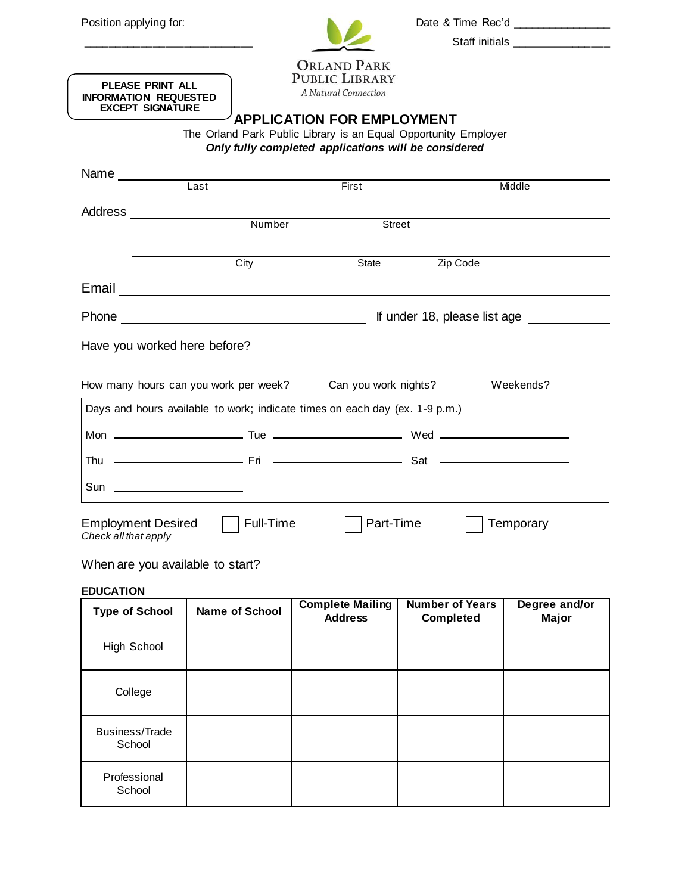Position applying for:

___________________________

Date & Time Rec'd _______________

Staff initials _______________

ORLAND PARK PUBLIC LIBRARY

*A Natural Connection*

**PLEASE PRINT ALL INFORMATION REQUESTED EXCEPT SIGNATURE**

# APPLICATION FOR EMPLOYMENT

The Orland Park Public Library is an Equal Opportunity Employer

***Only fully completed applications will be considered***

Name ______________________________________________

Last First Middle

Address ______________________________________________

Number Street

______________________________________________

City State Zip Code

Email ______________________________________________

Phone ______________________ If under 18, please list age __________

Have you worked here before? ______________________________________________

How many hours can you work per week? _____Can you work nights? ________Weekends? _________

Days and hours available to work; indicate times on each day (ex. 1-9 p.m.)

Mon ____________ Tue ____________ Wed ____________

Thu ____________ Fri ____________ Sat ____________

Sun ____________

Employment Desired ☐ Full-Time ☐ Part-Time ☐ Temporary

*Check all that apply*

When are you available to start?______________________________________________

**EDUCATION**

| Type of School | Name of School | Complete Mailing Address | Number of Years Completed | Degree and/or Major |
|---|---|---|---|---|
| High School | | | | |
| College | | | | |
| Business/Trade School | | | | |
| Professional School | | | | |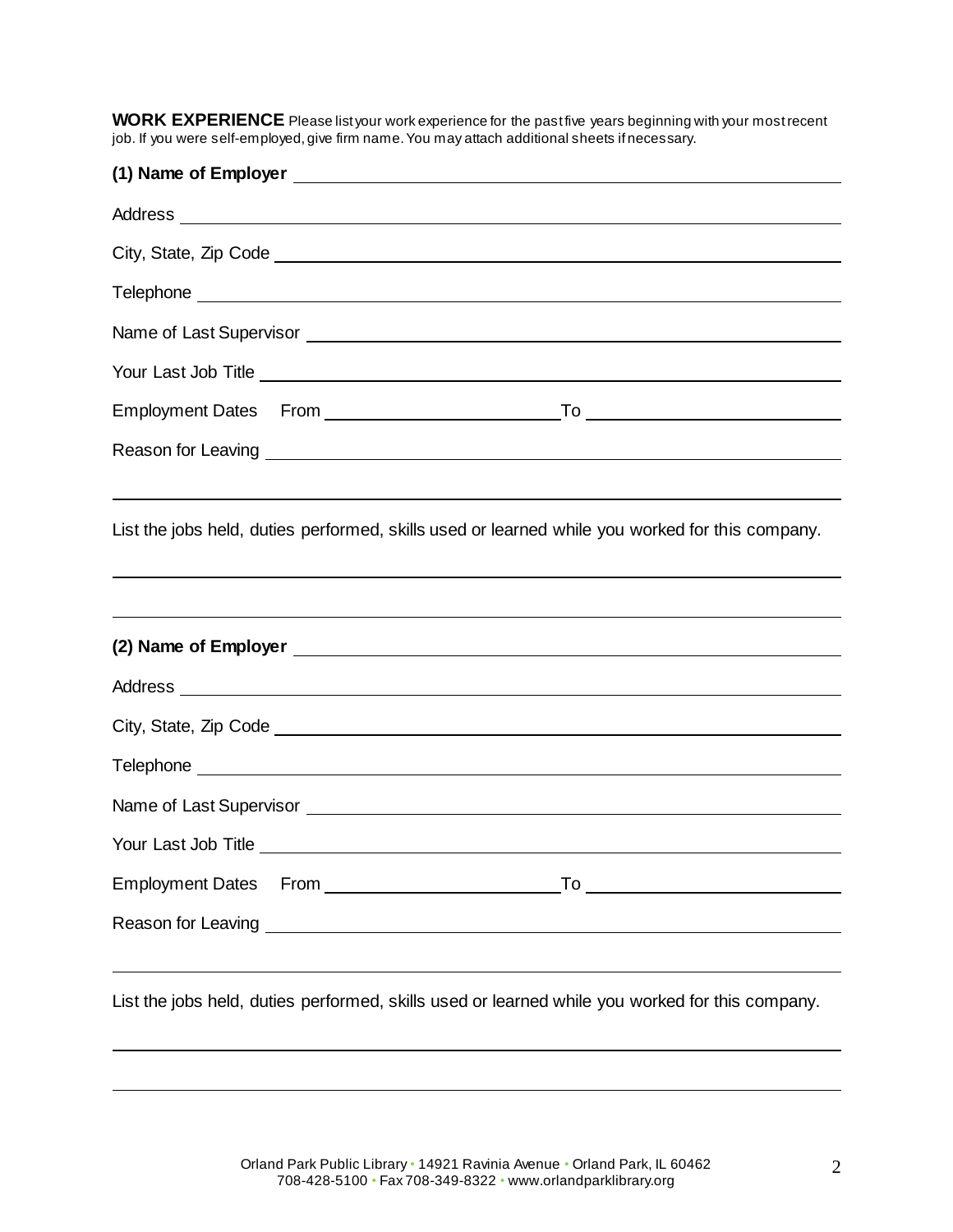**WORK EXPERIENCE** Please list your work experience for the past five years beginning with your most recent job. If you were self-employed, give firm name. You may attach additional sheets if necessary.

**(1) Name of Employer** ______________________________

Address ______________________________

City, State, Zip Code ______________________________

Telephone ______________________________

Name of Last Supervisor ______________________________

Your Last Job Title ______________________________

Employment Dates From ______________ To ______________

Reason for Leaving ______________________________

______________________________

List the jobs held, duties performed, skills used or learned while you worked for this company.

______________________________

______________________________

**(2) Name of Employer** ______________________________

Address ______________________________

City, State, Zip Code ______________________________

Telephone ______________________________

Name of Last Supervisor ______________________________

Your Last Job Title ______________________________

Employment Dates From ______________ To ______________

Reason for Leaving ______________________________

______________________________

List the jobs held, duties performed, skills used or learned while you worked for this company.

______________________________

______________________________

Orland Park Public Library • 14921 Ravinia Avenue • Orland Park, IL 60462
708-428-5100 • Fax 708-349-8322 • www.orlandparklibrary.org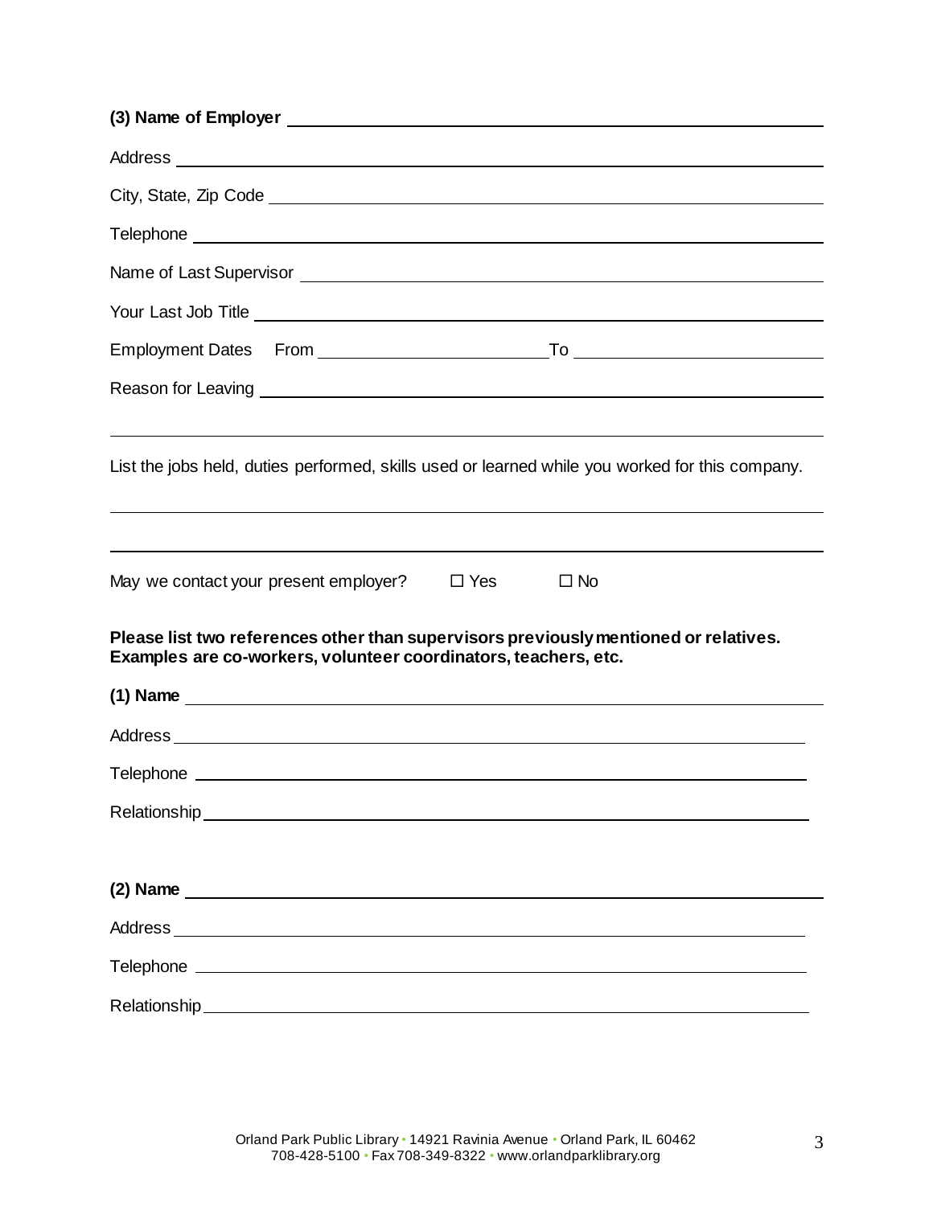**(3) Name of Employer** ______________________________

Address ______________________________

City, State, Zip Code ______________________________

Telephone ______________________________

Name of Last Supervisor ______________________________

Your Last Job Title ______________________________

Employment Dates From ______________ To ______________

Reason for Leaving ______________________________

______________________________

List the jobs held, duties performed, skills used or learned while you worked for this company.

______________________________

______________________________

May we contact your present employer? ☐ Yes ☐ No

**Please list two references other than supervisors previously mentioned or relatives. Examples are co-workers, volunteer coordinators, teachers, etc.**

**(1) Name** ______________________________

Address ______________________________

Telephone ______________________________

Relationship ______________________________

**(2) Name** ______________________________

Address ______________________________

Telephone ______________________________

Relationship ______________________________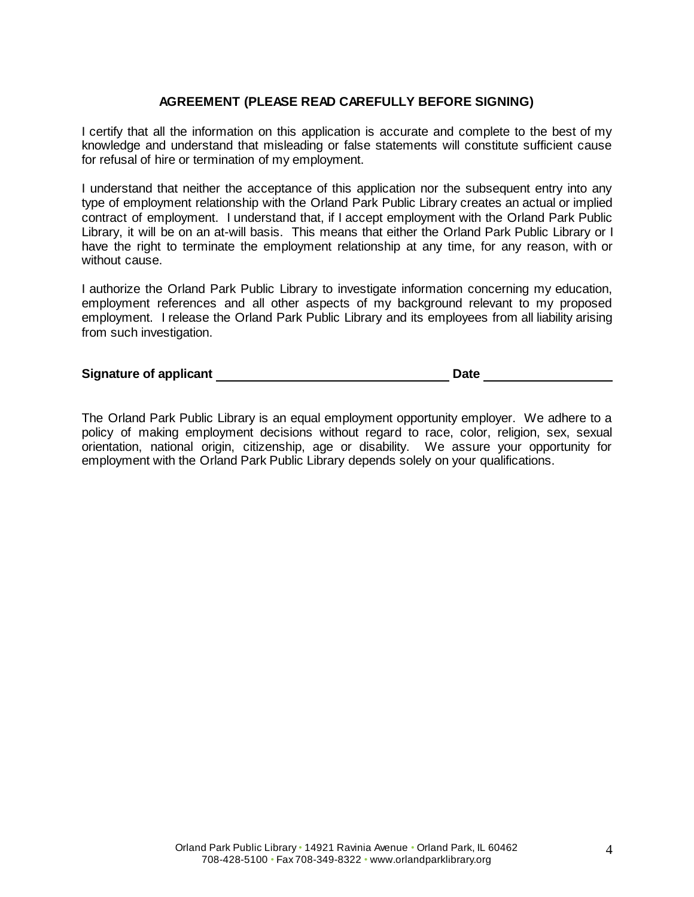**AGREEMENT (PLEASE READ CAREFULLY BEFORE SIGNING)**

I certify that all the information on this application is accurate and complete to the best of my knowledge and understand that misleading or false statements will constitute sufficient cause for refusal of hire or termination of my employment.

I understand that neither the acceptance of this application nor the subsequent entry into any type of employment relationship with the Orland Park Public Library creates an actual or implied contract of employment. I understand that, if I accept employment with the Orland Park Public Library, it will be on an at-will basis. This means that either the Orland Park Public Library or I have the right to terminate the employment relationship at any time, for any reason, with or without cause.

I authorize the Orland Park Public Library to investigate information concerning my education, employment references and all other aspects of my background relevant to my proposed employment. I release the Orland Park Public Library and its employees from all liability arising from such investigation.

**Signature of applicant** ______________________________ **Date** ________________

The Orland Park Public Library is an equal employment opportunity employer. We adhere to a policy of making employment decisions without regard to race, color, religion, sex, sexual orientation, national origin, citizenship, age or disability. We assure your opportunity for employment with the Orland Park Public Library depends solely on your qualifications.

Orland Park Public Library • 14921 Ravinia Avenue • Orland Park, IL 60462
708-428-5100 • Fax 708-349-8322 • www.orlandparklibrary.org